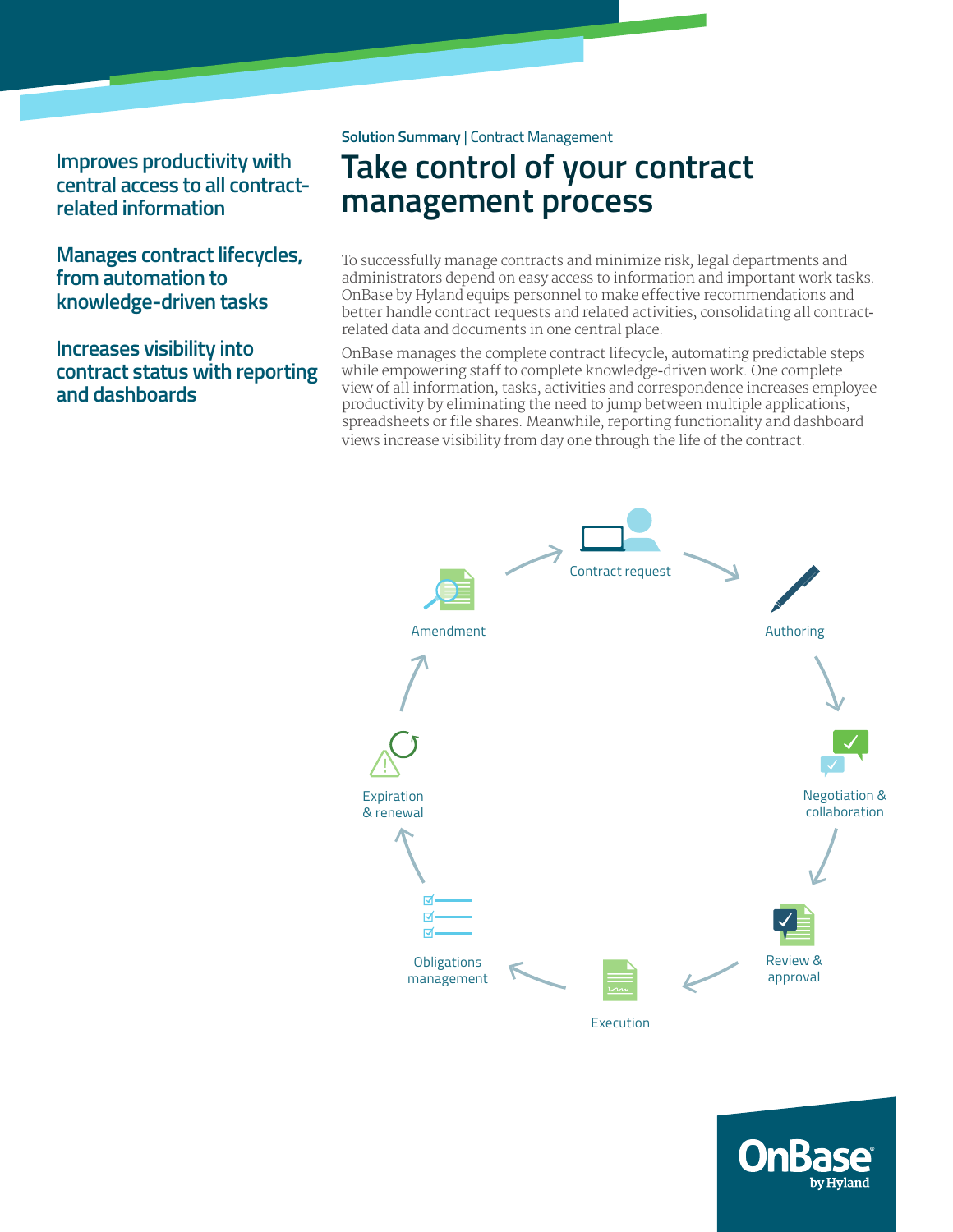Solution Summary | Contract Management

# Take control of your contract management process

**Improves productivity with central access to all contract-related information**

**Manages contract lifecycles, from automation to knowledge-driven tasks**

**Increases visibility into contract status with reporting and dashboards**

To successfully manage contracts and minimize risk, legal departments and administrators depend on easy access to information and important work tasks. OnBase by Hyland equips personnel to make effective recommendations and better handle contract requests and related activities, consolidating all contract-related data and documents in one central place.

OnBase manages the complete contract lifecycle, automating predictable steps while empowering staff to complete knowledge-driven work. One complete view of all information, tasks, activities and correspondence increases employee productivity by eliminating the need to jump between multiple applications, spreadsheets or file shares. Meanwhile, reporting functionality and dashboard views increase visibility from day one through the life of the contract.

Contract request

Authoring

Negotiation & collaboration

Review & approval

Execution

Obligations management

Expiration & renewal

Amendment

OnBase by Hyland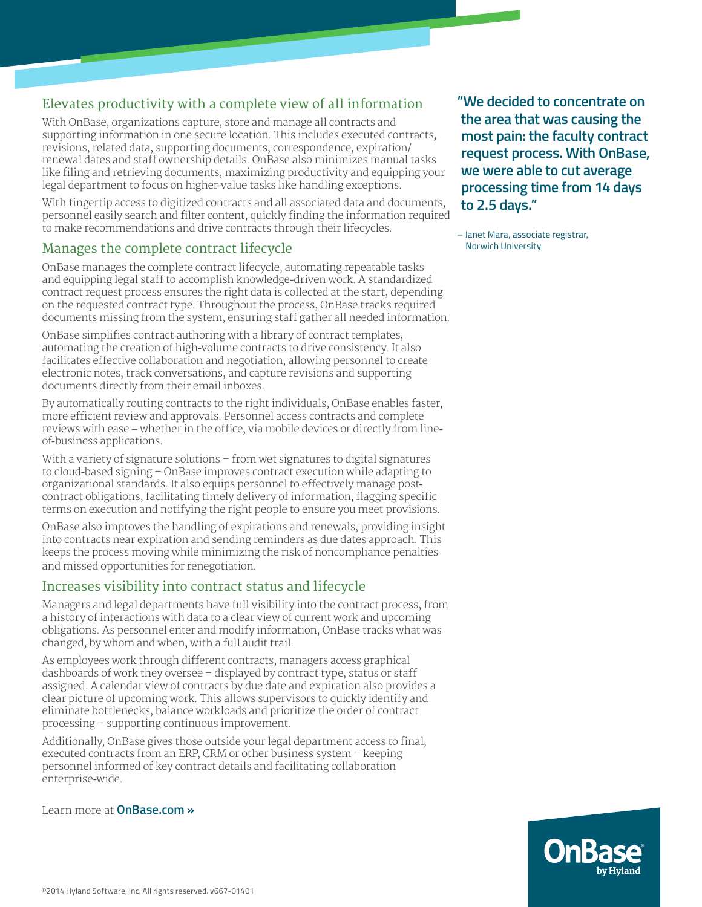## Elevates productivity with a complete view of all information

With OnBase, organizations capture, store and manage all contracts and supporting information in one secure location. This includes executed contracts, revisions, related data, supporting documents, correspondence, expiration/renewal dates and staff ownership details. OnBase also minimizes manual tasks like filing and retrieving documents, maximizing productivity and equipping your legal department to focus on higher-value tasks like handling exceptions.

With fingertip access to digitized contracts and all associated data and documents, personnel easily search and filter content, quickly finding the information required to make recommendations and drive contracts through their lifecycles.

## Manages the complete contract lifecycle

OnBase manages the complete contract lifecycle, automating repeatable tasks and equipping legal staff to accomplish knowledge-driven work. A standardized contract request process ensures the right data is collected at the start, depending on the requested contract type. Throughout the process, OnBase tracks required documents missing from the system, ensuring staff gather all needed information.

OnBase simplifies contract authoring with a library of contract templates, automating the creation of high-volume contracts to drive consistency. It also facilitates effective collaboration and negotiation, allowing personnel to create electronic notes, track conversations, and capture revisions and supporting documents directly from their email inboxes.

By automatically routing contracts to the right individuals, OnBase enables faster, more efficient review and approvals. Personnel access contracts and complete reviews with ease – whether in the office, via mobile devices or directly from line-of-business applications.

With a variety of signature solutions – from wet signatures to digital signatures to cloud-based signing – OnBase improves contract execution while adapting to organizational standards. It also equips personnel to effectively manage post-contract obligations, facilitating timely delivery of information, flagging specific terms on execution and notifying the right people to ensure you meet provisions.

OnBase also improves the handling of expirations and renewals, providing insight into contracts near expiration and sending reminders as due dates approach. This keeps the process moving while minimizing the risk of noncompliance penalties and missed opportunities for renegotiation.

## Increases visibility into contract status and lifecycle

Managers and legal departments have full visibility into the contract process, from a history of interactions with data to a clear view of current work and upcoming obligations. As personnel enter and modify information, OnBase tracks what was changed, by whom and when, with a full audit trail.

As employees work through different contracts, managers access graphical dashboards of work they oversee – displayed by contract type, status or staff assigned. A calendar view of contracts by due date and expiration also provides a clear picture of upcoming work. This allows supervisors to quickly identify and eliminate bottlenecks, balance workloads and prioritize the order of contract processing – supporting continuous improvement.

Additionally, OnBase gives those outside your legal department access to final, executed contracts from an ERP, CRM or other business system – keeping personnel informed of key contract details and facilitating collaboration enterprise-wide.

Learn more at **OnBase.com ››**

**"We decided to concentrate on the area that was causing the most pain: the faculty contract request process. With OnBase, we were able to cut average processing time from 14 days to 2.5 days."**

– Janet Mara, associate registrar, Norwich University

OnBase® by Hyland

©2014 Hyland Software, Inc. All rights reserved. v667-01401